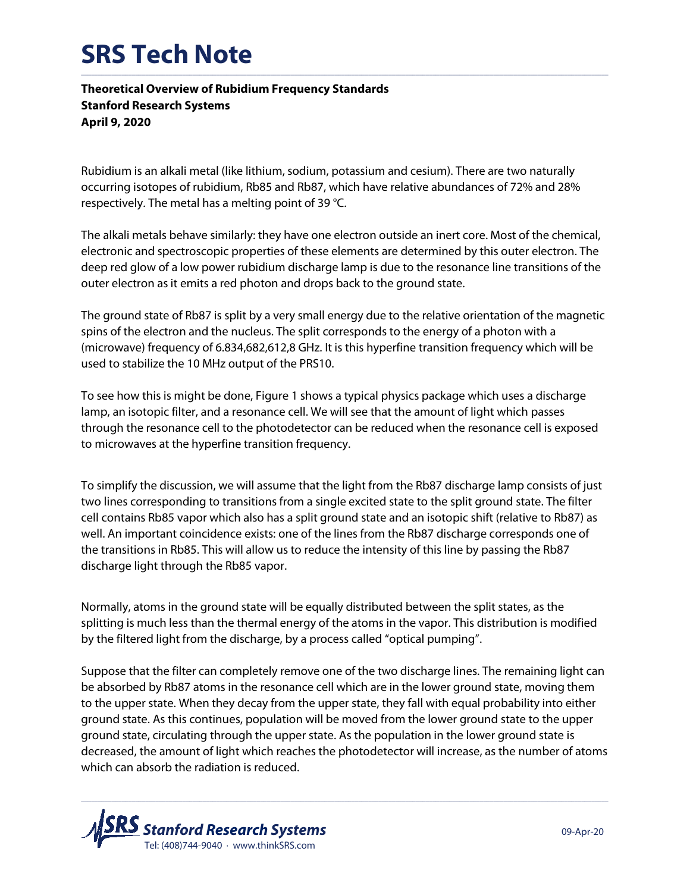# SRS Tech Note

**Theoretical Overview of Rubidium Frequency Standards**
**Stanford Research Systems**
**April 9, 2020**

Rubidium is an alkali metal (like lithium, sodium, potassium and cesium). There are two naturally occurring isotopes of rubidium, Rb85 and Rb87, which have relative abundances of 72% and 28% respectively. The metal has a melting point of 39 °C.

The alkali metals behave similarly: they have one electron outside an inert core. Most of the chemical, electronic and spectroscopic properties of these elements are determined by this outer electron. The deep red glow of a low power rubidium discharge lamp is due to the resonance line transitions of the outer electron as it emits a red photon and drops back to the ground state.

The ground state of Rb87 is split by a very small energy due to the relative orientation of the magnetic spins of the electron and the nucleus. The split corresponds to the energy of a photon with a (microwave) frequency of 6.834,682,612,8 GHz. It is this hyperfine transition frequency which will be used to stabilize the 10 MHz output of the PRS10.

To see how this is might be done, Figure 1 shows a typical physics package which uses a discharge lamp, an isotopic filter, and a resonance cell. We will see that the amount of light which passes through the resonance cell to the photodetector can be reduced when the resonance cell is exposed to microwaves at the hyperfine transition frequency.

To simplify the discussion, we will assume that the light from the Rb87 discharge lamp consists of just two lines corresponding to transitions from a single excited state to the split ground state. The filter cell contains Rb85 vapor which also has a split ground state and an isotopic shift (relative to Rb87) as well. An important coincidence exists: one of the lines from the Rb87 discharge corresponds one of the transitions in Rb85. This will allow us to reduce the intensity of this line by passing the Rb87 discharge light through the Rb85 vapor.

Normally, atoms in the ground state will be equally distributed between the split states, as the splitting is much less than the thermal energy of the atoms in the vapor. This distribution is modified by the filtered light from the discharge, by a process called "optical pumping".

Suppose that the filter can completely remove one of the two discharge lines. The remaining light can be absorbed by Rb87 atoms in the resonance cell which are in the lower ground state, moving them to the upper state. When they decay from the upper state, they fall with equal probability into either ground state. As this continues, population will be moved from the lower ground state to the upper ground state, circulating through the upper state. As the population in the lower ground state is decreased, the amount of light which reaches the photodetector will increase, as the number of atoms which can absorb the radiation is reduced.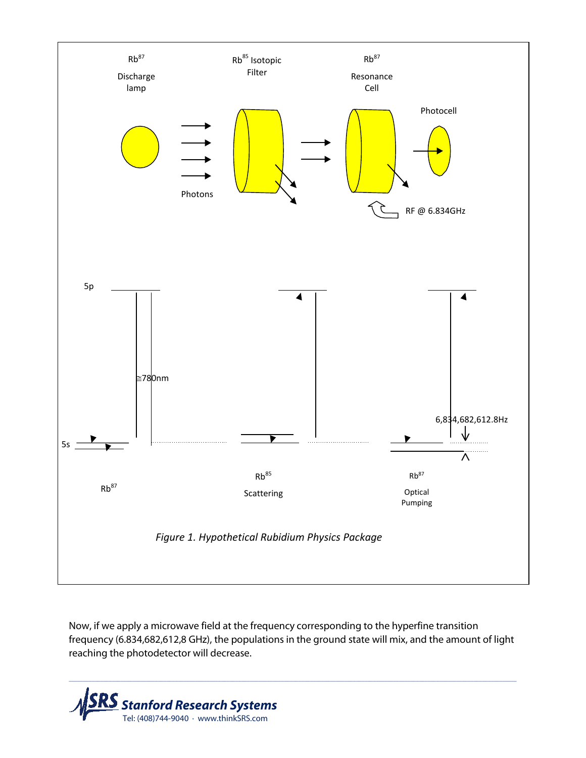*Figure 1. Hypothetical Rubidium Physics Package*

Now, if we apply a microwave field at the frequency corresponding to the hyperfine transition frequency (6.834,682,612,8 GHz), the populations in the ground state will mix, and the amount of light reaching the photodetector will decrease.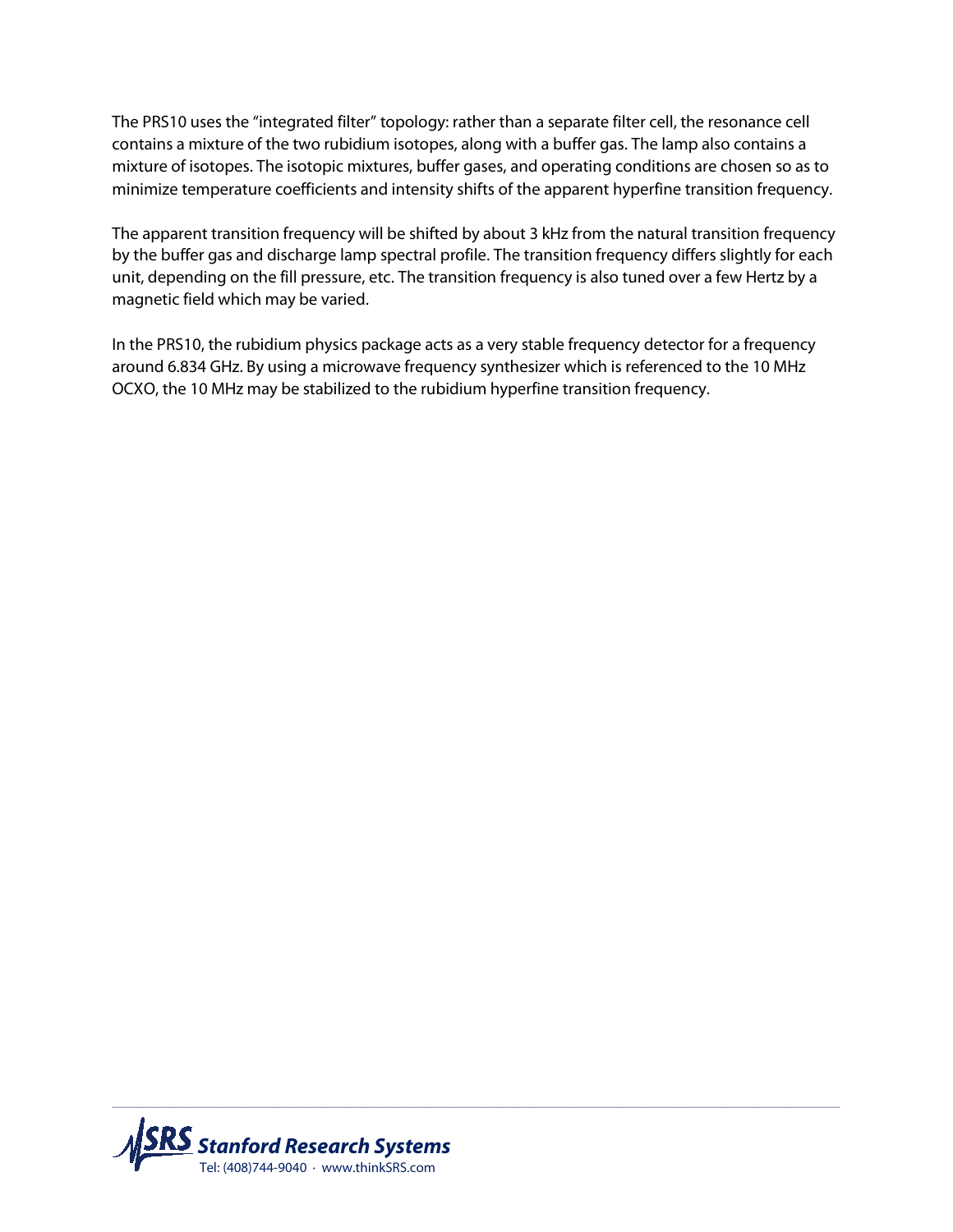The PRS10 uses the "integrated filter" topology: rather than a separate filter cell, the resonance cell contains a mixture of the two rubidium isotopes, along with a buffer gas. The lamp also contains a mixture of isotopes. The isotopic mixtures, buffer gases, and operating conditions are chosen so as to minimize temperature coefficients and intensity shifts of the apparent hyperfine transition frequency.

The apparent transition frequency will be shifted by about 3 kHz from the natural transition frequency by the buffer gas and discharge lamp spectral profile. The transition frequency differs slightly for each unit, depending on the fill pressure, etc. The transition frequency is also tuned over a few Hertz by a magnetic field which may be varied.

In the PRS10, the rubidium physics package acts as a very stable frequency detector for a frequency around 6.834 GHz. By using a microwave frequency synthesizer which is referenced to the 10 MHz OCXO, the 10 MHz may be stabilized to the rubidium hyperfine transition frequency.